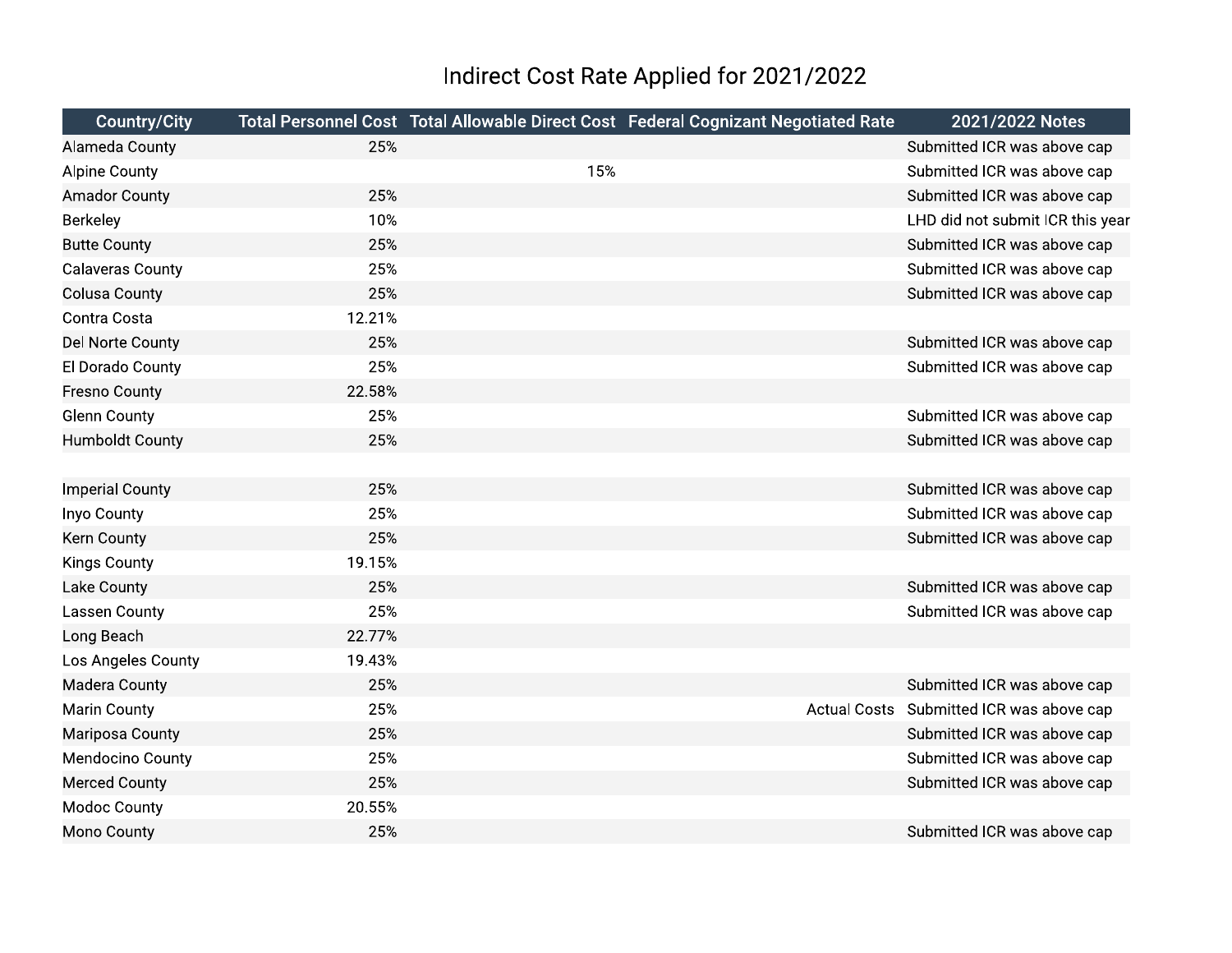# Indirect Cost Rate Applied for 2021/2022

| Country/City | Total Personnel Cost | Total Allowable Direct Cost | Federal Cognizant Negotiated Rate | 2021/2022 Notes |
| --- | --- | --- | --- | --- |
| Alameda County | 25% | | | Submitted ICR was above cap |
| Alpine County | | 15% | | Submitted ICR was above cap |
| Amador County | 25% | | | Submitted ICR was above cap |
| Berkeley | 10% | | | LHD did not submit ICR this year |
| Butte County | 25% | | | Submitted ICR was above cap |
| Calaveras County | 25% | | | Submitted ICR was above cap |
| Colusa County | 25% | | | Submitted ICR was above cap |
| Contra Costa | 12.21% | | | |
| Del Norte County | 25% | | | Submitted ICR was above cap |
| El Dorado County | 25% | | | Submitted ICR was above cap |
| Fresno County | 22.58% | | | |
| Glenn County | 25% | | | Submitted ICR was above cap |
| Humboldt County | 25% | | | Submitted ICR was above cap |
| | | | | |
| Imperial County | 25% | | | Submitted ICR was above cap |
| Inyo County | 25% | | | Submitted ICR was above cap |
| Kern County | 25% | | | Submitted ICR was above cap |
| Kings County | 19.15% | | | |
| Lake County | 25% | | | Submitted ICR was above cap |
| Lassen County | 25% | | | Submitted ICR was above cap |
| Long Beach | 22.77% | | | |
| Los Angeles County | 19.43% | | | |
| Madera County | 25% | | | Submitted ICR was above cap |
| Marin County | 25% | | Actual Costs | Submitted ICR was above cap |
| Mariposa County | 25% | | | Submitted ICR was above cap |
| Mendocino County | 25% | | | Submitted ICR was above cap |
| Merced County | 25% | | | Submitted ICR was above cap |
| Modoc County | 20.55% | | | |
| Mono County | 25% | | | Submitted ICR was above cap |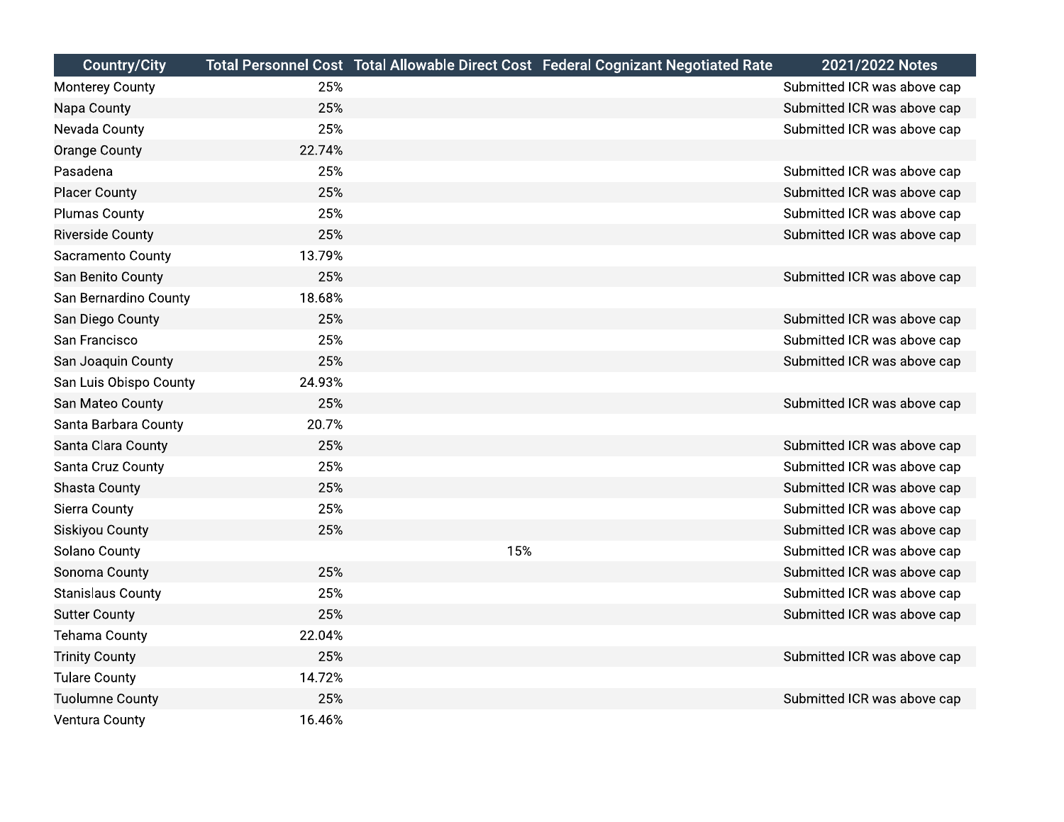| Country/City | Total Personnel Cost | Total Allowable Direct Cost | Federal Cognizant Negotiated Rate | 2021/2022 Notes |
|---|---|---|---|---|
| Monterey County | 25% | | | Submitted ICR was above cap |
| Napa County | 25% | | | Submitted ICR was above cap |
| Nevada County | 25% | | | Submitted ICR was above cap |
| Orange County | 22.74% | | | |
| Pasadena | 25% | | | Submitted ICR was above cap |
| Placer County | 25% | | | Submitted ICR was above cap |
| Plumas County | 25% | | | Submitted ICR was above cap |
| Riverside County | 25% | | | Submitted ICR was above cap |
| Sacramento County | 13.79% | | | |
| San Benito County | 25% | | | Submitted ICR was above cap |
| San Bernardino County | 18.68% | | | |
| San Diego County | 25% | | | Submitted ICR was above cap |
| San Francisco | 25% | | | Submitted ICR was above cap |
| San Joaquin County | 25% | | | Submitted ICR was above cap |
| San Luis Obispo County | 24.93% | | | |
| San Mateo County | 25% | | | Submitted ICR was above cap |
| Santa Barbara County | 20.7% | | | |
| Santa Clara County | 25% | | | Submitted ICR was above cap |
| Santa Cruz County | 25% | | | Submitted ICR was above cap |
| Shasta County | 25% | | | Submitted ICR was above cap |
| Sierra County | 25% | | | Submitted ICR was above cap |
| Siskiyou County | 25% | | | Submitted ICR was above cap |
| Solano County | | 15% | | Submitted ICR was above cap |
| Sonoma County | 25% | | | Submitted ICR was above cap |
| Stanislaus County | 25% | | | Submitted ICR was above cap |
| Sutter County | 25% | | | Submitted ICR was above cap |
| Tehama County | 22.04% | | | |
| Trinity County | 25% | | | Submitted ICR was above cap |
| Tulare County | 14.72% | | | |
| Tuolumne County | 25% | | | Submitted ICR was above cap |
| Ventura County | 16.46% | | | |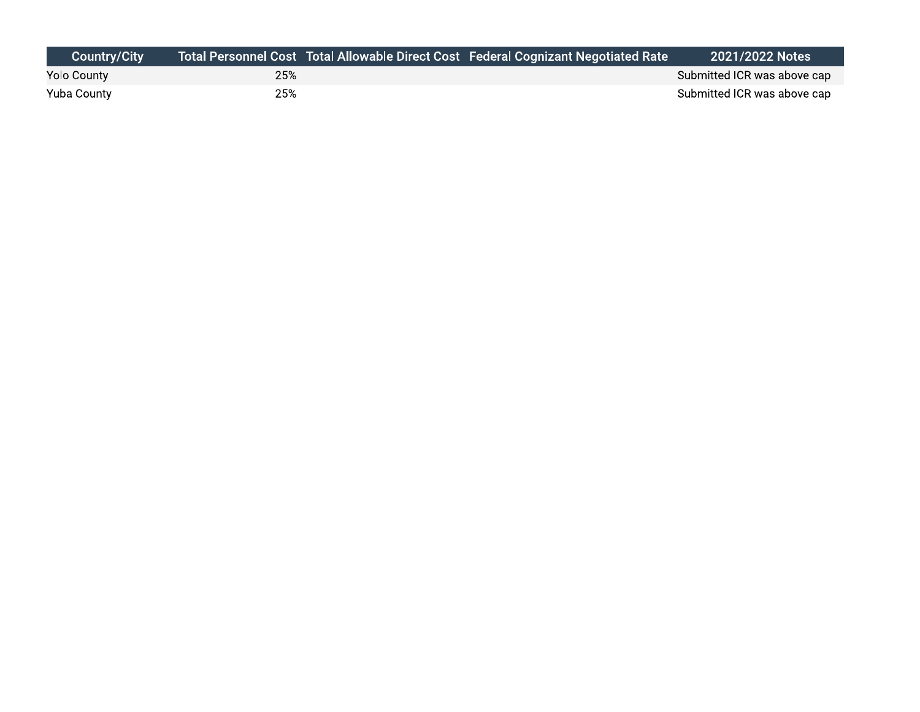| Country/City | Total Personnel Cost | Total Allowable Direct Cost | Federal Cognizant Negotiated Rate | 2021/2022 Notes |
|---|---|---|---|---|
| Yolo County | 25% | | | Submitted ICR was above cap |
| Yuba County | 25% | | | Submitted ICR was above cap |